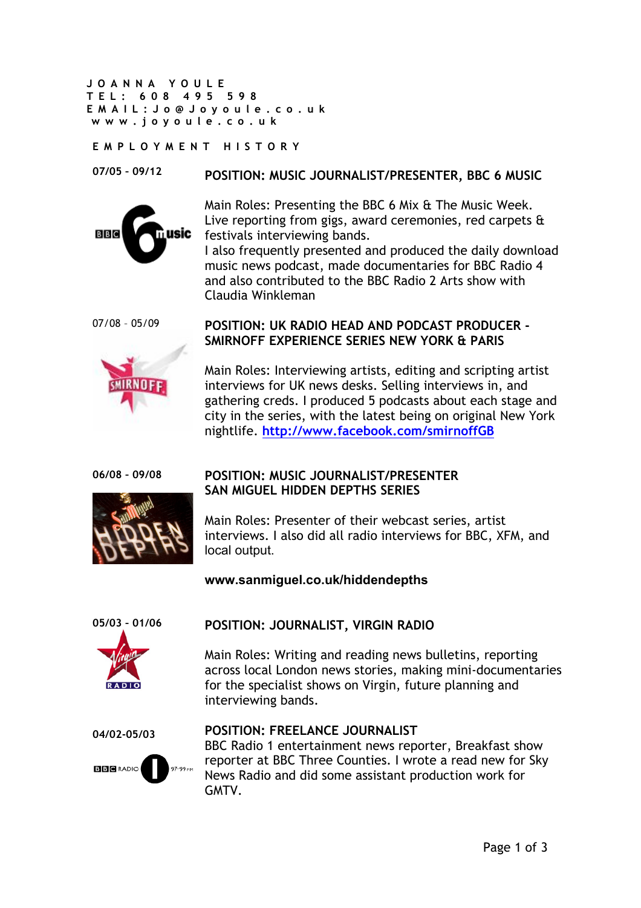# JOANNA YOULE

TEL: 608 495 598
EMAIL: Jo@Joyoule.co.uk
www.joyoule.co.uk

## EMPLOYMENT HISTORY

**07/05 - 09/12**

### POSITION: MUSIC JOURNALIST/PRESENTER, BBC 6 MUSIC

Main Roles: Presenting the BBC 6 Mix & The Music Week. Live reporting from gigs, award ceremonies, red carpets & festivals interviewing bands.
I also frequently presented and produced the daily download music news podcast, made documentaries for BBC Radio 4 and also contributed to the BBC Radio 2 Arts show with Claudia Winkleman

07/08 - 05/09

### POSITION: UK RADIO HEAD AND PODCAST PRODUCER - SMIRNOFF EXPERIENCE SERIES NEW YORK & PARIS

Main Roles: Interviewing artists, editing and scripting artist interviews for UK news desks. Selling interviews in, and gathering creds. I produced 5 podcasts about each stage and city in the series, with the latest being on original New York nightlife. http://www.facebook.com/smirnoffGB

**06/08 - 09/08**

### POSITION: MUSIC JOURNALIST/PRESENTER SAN MIGUEL HIDDEN DEPTHS SERIES

Main Roles: Presenter of their webcast series, artist interviews. I also did all radio interviews for BBC, XFM, and local output.

**www.sanmiguel.co.uk/hiddendepths**

**05/03 - 01/06**

### POSITION: JOURNALIST, VIRGIN RADIO

Main Roles: Writing and reading news bulletins, reporting across local London news stories, making mini-documentaries for the specialist shows on Virgin, future planning and interviewing bands.

**04/02-05/03**

### POSITION: FREELANCE JOURNALIST

BBC Radio 1 entertainment news reporter, Breakfast show reporter at BBC Three Counties. I wrote a read new for Sky News Radio and did some assistant production work for GMTV.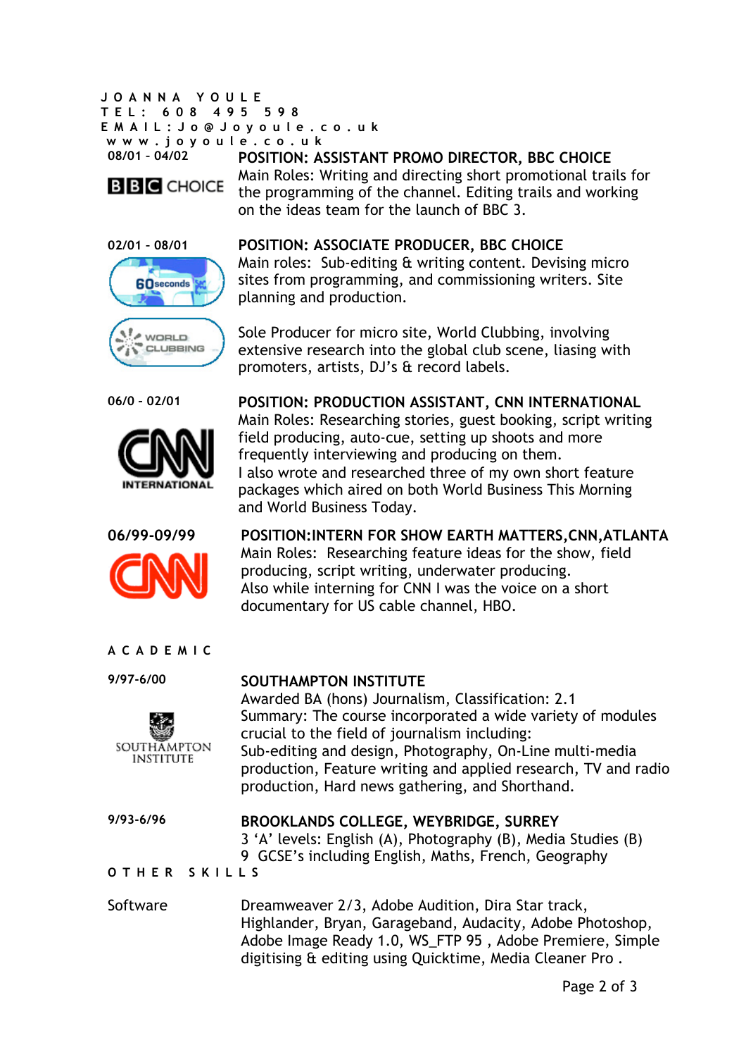**J O A N N A   Y O U L E**
**T E L :   6 0 8   4 9 5   5 9 8**
**E M A I L : J o @ J o y o u l e . c o . u k**
**w w w . j o y o u l e . c o . u k**

**08/01 - 04/02**

**POSITION: ASSISTANT PROMO DIRECTOR, BBC CHOICE**
Main Roles: Writing and directing short promotional trails for the programming of the channel. Editing trails and working on the ideas team for the launch of BBC 3.

**02/01 - 08/01**

**POSITION: ASSOCIATE PRODUCER, BBC CHOICE**
Main roles: Sub-editing & writing content. Devising micro sites from programming, and commissioning writers. Site planning and production.

Sole Producer for micro site, World Clubbing, involving extensive research into the global club scene, liasing with promoters, artists, DJ's & record labels.

**06/0 - 02/01**

**POSITION: PRODUCTION ASSISTANT, CNN INTERNATIONAL**
Main Roles: Researching stories, guest booking, script writing field producing, auto-cue, setting up shoots and more frequently interviewing and producing on them.
I also wrote and researched three of my own short feature packages which aired on both World Business This Morning and World Business Today.

**06/99-09/99**

**POSITION:INTERN FOR SHOW EARTH MATTERS,CNN,ATLANTA**
Main Roles: Researching feature ideas for the show, field producing, script writing, underwater producing.
Also while interning for CNN I was the voice on a short documentary for US cable channel, HBO.

**A C A D E M I C**

**9/97-6/00**

**SOUTHAMPTON INSTITUTE**
Awarded BA (hons) Journalism, Classification: 2.1
Summary: The course incorporated a wide variety of modules crucial to the field of journalism including:
Sub-editing and design, Photography, On-Line multi-media production, Feature writing and applied research, TV and radio production, Hard news gathering, and Shorthand.

**9/93-6/96**

**BROOKLANDS COLLEGE, WEYBRIDGE, SURREY**
3 'A' levels: English (A), Photography (B), Media Studies (B)
9 GCSE's including English, Maths, French, Geography

**O T H E R   S K I L L S**

Software

Dreamweaver 2/3, Adobe Audition, Dira Star track, Highlander, Bryan, Garageband, Audacity, Adobe Photoshop, Adobe Image Ready 1.0, WS_FTP 95 , Adobe Premiere, Simple digitising & editing using Quicktime, Media Cleaner Pro .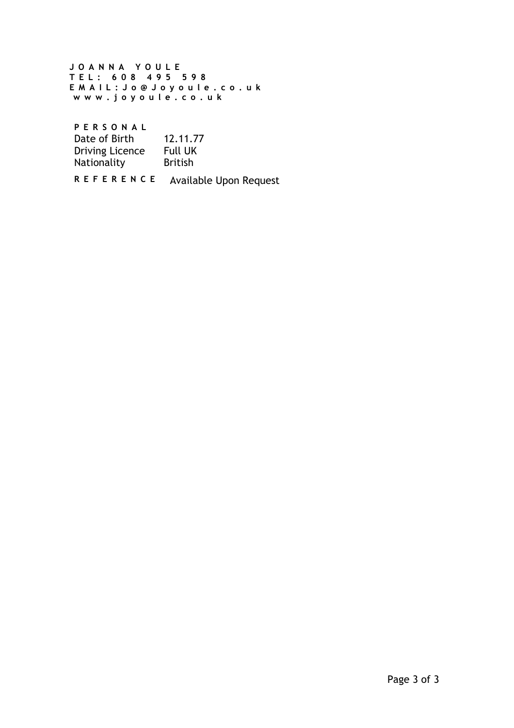**JOANNA YOULE**
**TEL: 608 495 598**
**EMAIL:Jo@Joyoule.co.uk**
**www.joyoule.co.uk**

## PERSONAL

| | |
|---|---|
| Date of Birth | 12.11.77 |
| Driving Licence | Full UK |
| Nationality | British |

## REFERENCE

Available Upon Request